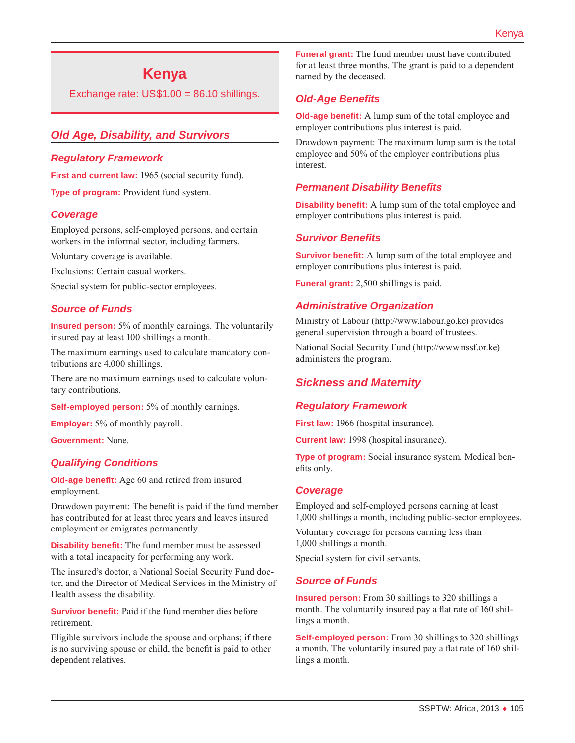# Kenya

Exchange rate: US$1.00 = 86.10 shillings.

## Old Age, Disability, and Survivors

### Regulatory Framework

**First and current law:** 1965 (social security fund).

**Type of program:** Provident fund system.

### Coverage

Employed persons, self-employed persons, and certain workers in the informal sector, including farmers.

Voluntary coverage is available.

Exclusions: Certain casual workers.

Special system for public-sector employees.

### Source of Funds

**Insured person:** 5% of monthly earnings. The voluntarily insured pay at least 100 shillings a month.

The maximum earnings used to calculate mandatory contributions are 4,000 shillings.

There are no maximum earnings used to calculate voluntary contributions.

**Self-employed person:** 5% of monthly earnings.

**Employer:** 5% of monthly payroll.

**Government:** None.

### Qualifying Conditions

**Old-age benefit:** Age 60 and retired from insured employment.

Drawdown payment: The benefit is paid if the fund member has contributed for at least three years and leaves insured employment or emigrates permanently.

**Disability benefit:** The fund member must be assessed with a total incapacity for performing any work.

The insured's doctor, a National Social Security Fund doctor, and the Director of Medical Services in the Ministry of Health assess the disability.

**Survivor benefit:** Paid if the fund member dies before retirement.

Eligible survivors include the spouse and orphans; if there is no surviving spouse or child, the benefit is paid to other dependent relatives.

**Funeral grant:** The fund member must have contributed for at least three months. The grant is paid to a dependent named by the deceased.

### Old-Age Benefits

**Old-age benefit:** A lump sum of the total employee and employer contributions plus interest is paid.

Drawdown payment: The maximum lump sum is the total employee and 50% of the employer contributions plus interest.

### Permanent Disability Benefits

**Disability benefit:** A lump sum of the total employee and employer contributions plus interest is paid.

### Survivor Benefits

**Survivor benefit:** A lump sum of the total employee and employer contributions plus interest is paid.

**Funeral grant:** 2,500 shillings is paid.

### Administrative Organization

Ministry of Labour (http://www.labour.go.ke) provides general supervision through a board of trustees.

National Social Security Fund (http://www.nssf.or.ke) administers the program.

## Sickness and Maternity

### Regulatory Framework

**First law:** 1966 (hospital insurance).

**Current law:** 1998 (hospital insurance).

**Type of program:** Social insurance system. Medical benefits only.

### Coverage

Employed and self-employed persons earning at least 1,000 shillings a month, including public-sector employees.

Voluntary coverage for persons earning less than 1,000 shillings a month.

Special system for civil servants.

### Source of Funds

**Insured person:** From 30 shillings to 320 shillings a month. The voluntarily insured pay a flat rate of 160 shillings a month.

**Self-employed person:** From 30 shillings to 320 shillings a month. The voluntarily insured pay a flat rate of 160 shillings a month.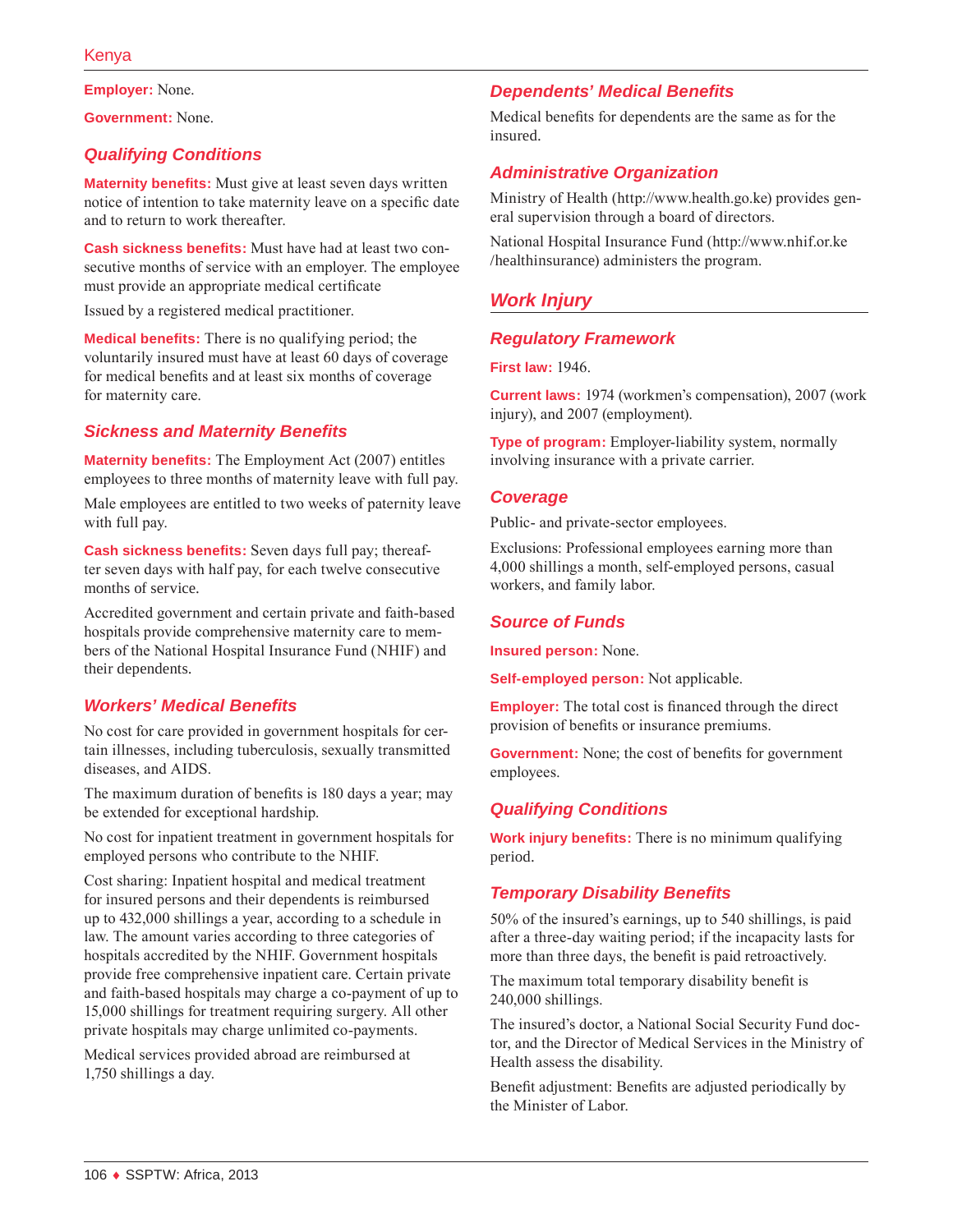**Employer:** None.

**Government:** None.

### Qualifying Conditions

**Maternity benefits:** Must give at least seven days written notice of intention to take maternity leave on a specific date and to return to work thereafter.

**Cash sickness benefits:** Must have had at least two consecutive months of service with an employer. The employee must provide an appropriate medical certificate

Issued by a registered medical practitioner.

**Medical benefits:** There is no qualifying period; the voluntarily insured must have at least 60 days of coverage for medical benefits and at least six months of coverage for maternity care.

### Sickness and Maternity Benefits

**Maternity benefits:** The Employment Act (2007) entitles employees to three months of maternity leave with full pay.

Male employees are entitled to two weeks of paternity leave with full pay.

**Cash sickness benefits:** Seven days full pay; thereafter seven days with half pay, for each twelve consecutive months of service.

Accredited government and certain private and faith-based hospitals provide comprehensive maternity care to members of the National Hospital Insurance Fund (NHIF) and their dependents.

### Workers' Medical Benefits

No cost for care provided in government hospitals for certain illnesses, including tuberculosis, sexually transmitted diseases, and AIDS.

The maximum duration of benefits is 180 days a year; may be extended for exceptional hardship.

No cost for inpatient treatment in government hospitals for employed persons who contribute to the NHIF.

Cost sharing: Inpatient hospital and medical treatment for insured persons and their dependents is reimbursed up to 432,000 shillings a year, according to a schedule in law. The amount varies according to three categories of hospitals accredited by the NHIF. Government hospitals provide free comprehensive inpatient care. Certain private and faith-based hospitals may charge a co-payment of up to 15,000 shillings for treatment requiring surgery. All other private hospitals may charge unlimited co-payments.

Medical services provided abroad are reimbursed at 1,750 shillings a day.

### Dependents' Medical Benefits

Medical benefits for dependents are the same as for the insured.

### Administrative Organization

Ministry of Health (http://www.health.go.ke) provides general supervision through a board of directors.

National Hospital Insurance Fund (http://www.nhif.or.ke/healthinsurance) administers the program.

## Work Injury

### Regulatory Framework

**First law:** 1946.

**Current laws:** 1974 (workmen's compensation), 2007 (work injury), and 2007 (employment).

**Type of program:** Employer-liability system, normally involving insurance with a private carrier.

### Coverage

Public- and private-sector employees.

Exclusions: Professional employees earning more than 4,000 shillings a month, self-employed persons, casual workers, and family labor.

### Source of Funds

**Insured person:** None.

**Self-employed person:** Not applicable.

**Employer:** The total cost is financed through the direct provision of benefits or insurance premiums.

**Government:** None; the cost of benefits for government employees.

### Qualifying Conditions

**Work injury benefits:** There is no minimum qualifying period.

### Temporary Disability Benefits

50% of the insured's earnings, up to 540 shillings, is paid after a three-day waiting period; if the incapacity lasts for more than three days, the benefit is paid retroactively.

The maximum total temporary disability benefit is 240,000 shillings.

The insured's doctor, a National Social Security Fund doctor, and the Director of Medical Services in the Ministry of Health assess the disability.

Benefit adjustment: Benefits are adjusted periodically by the Minister of Labor.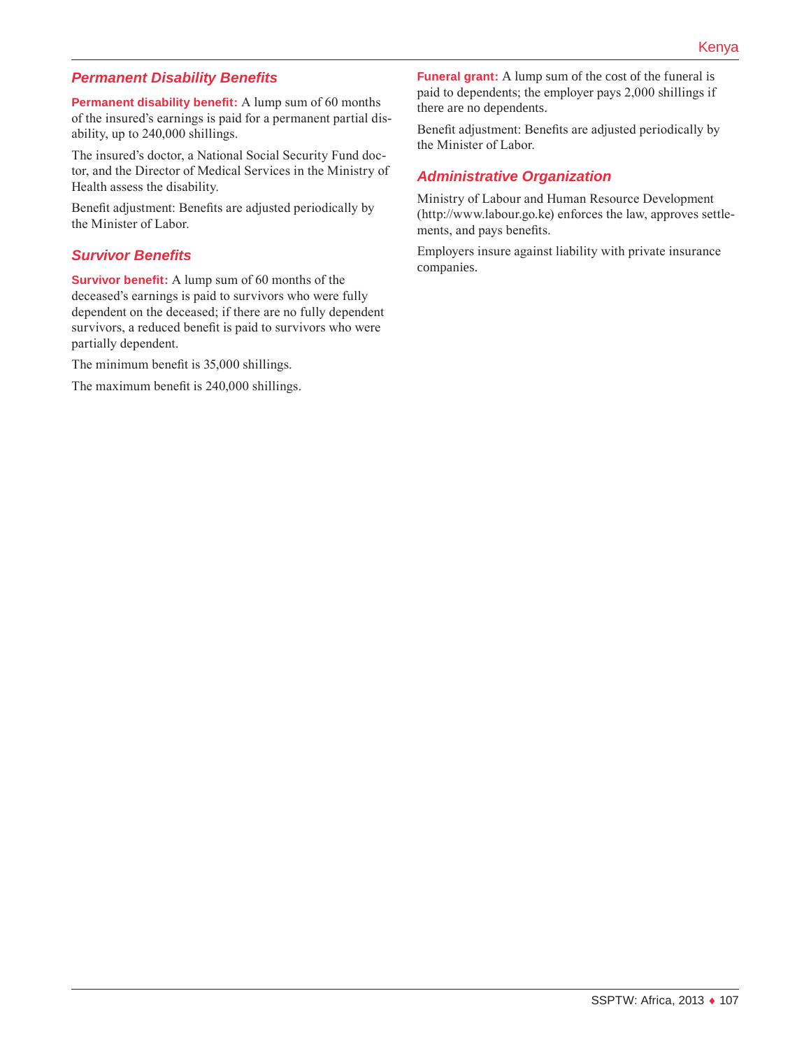### Permanent Disability Benefits

**Permanent disability benefit:** A lump sum of 60 months of the insured's earnings is paid for a permanent partial disability, up to 240,000 shillings.

The insured's doctor, a National Social Security Fund doctor, and the Director of Medical Services in the Ministry of Health assess the disability.

Benefit adjustment: Benefits are adjusted periodically by the Minister of Labor.

### Survivor Benefits

**Survivor benefit:** A lump sum of 60 months of the deceased's earnings is paid to survivors who were fully dependent on the deceased; if there are no fully dependent survivors, a reduced benefit is paid to survivors who were partially dependent.

The minimum benefit is 35,000 shillings.

The maximum benefit is 240,000 shillings.

**Funeral grant:** A lump sum of the cost of the funeral is paid to dependents; the employer pays 2,000 shillings if there are no dependents.

Benefit adjustment: Benefits are adjusted periodically by the Minister of Labor.

### Administrative Organization

Ministry of Labour and Human Resource Development (http://www.labour.go.ke) enforces the law, approves settlements, and pays benefits.

Employers insure against liability with private insurance companies.